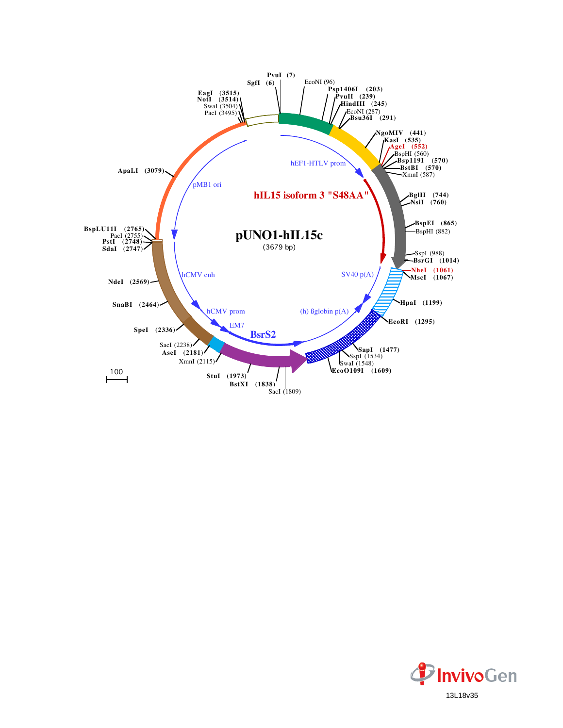# pUNO1-hIL15c

(3679 bp)

hEF1-HTLV prom

hIL15 isoform 3 "S48AA"

SV40 p(A)

(h) ßglobin p(A)

BsrS2

EM7

hCMV prom

hCMV enh

pMB1 ori

PvuI (7)
SgfI (6)
EcoNI (96)
Psp1406I (203)
PvuII (239)
HindIII (245)
EcoNI (287)
Bsu36I (291)
NgoMIV (441)
KasI (535)
AgeI (552)
BspHI (560)
Bsp119I (570)
BstBI (570)
XmnI (587)
BglII (744)
NsiI (760)
BspEI (865)
BspHI (882)
SspI (988)
BsrGI (1014)
NheI (1061)
MscI (1067)
HpaI (1199)
EcoRI (1295)
SapI (1477)
SspI (1534)
SwaI (1548)
EcoO109I (1609)
SacI (1809)
BstXI (1838)
StuI (1973)
XmnI (2115)
AseI (2181)
SacI (2238)
SpeI (2336)
SnaBI (2464)
NdeI (2569)
SdaI (2747)
PstI (2748)
PacI (2755)
BspLU11I (2765)
ApaLI (3079)
PacI (3495)
SwaI (3504)
NotI (3514)
EagI (3515)

100

InvivoGen

13L18v35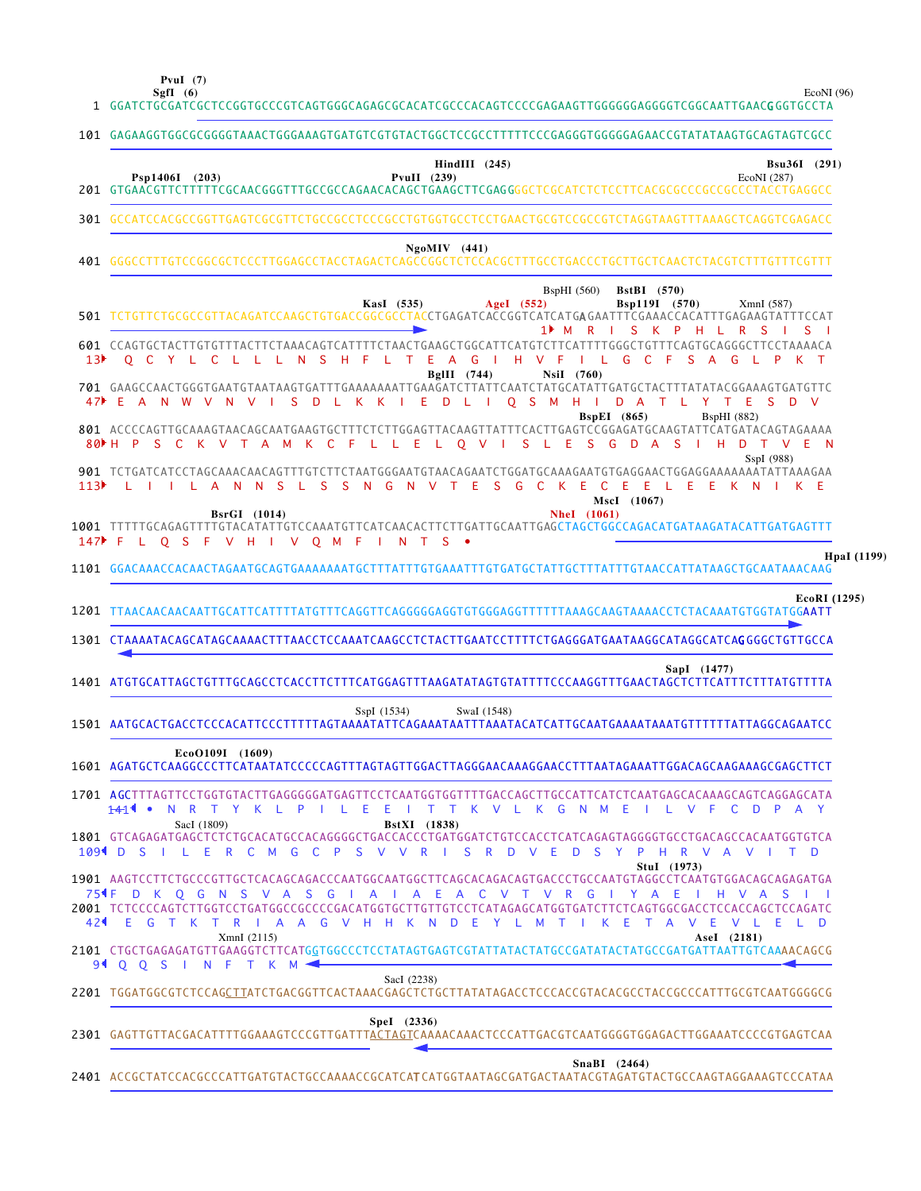```
                PvuI (7)
                SgfI (6)                                                                                                   EcoNI (96)
   1 GGATCTGCGATCGCTCCGGTGCCCGTCAGTGGGCAGAGCGCACATCGCCCACAGTCCCCGAGAAGTTGGGGGGAGGGGTCGGCAATTGAACGGGTGCCTA

 101 GAGAAGGTGGCGCGGGGTAAACTGGGAAAGTGATGTCGTGTACTGGCTCCGCCTTTTTCCCGAGGGTGGGGGAGAACCGTATATAAGTGCAGTAGTCGCC

                                                      HindIII (245)                                           Bsu36I (291)
       Psp1406I (203)                          PvuII (239)                                             EcoNI (287)
 201 GTGAACGTTCTTTTTCGCAACGGGTTTGCCGCCAGAACACAGCTGAAGCTTCGAGGGGCTCGCATCTCTCCTTCACGCGCCCGCCGCCCTACCTGAGGCC

 301 GCCATCCACGCCGGTTGAGTCGCGTTCTGCCGCCTCCCGCCTGTGGTGCCTCCTGAACTGCGTCCGCCGTCTAGGTAAGTTTAAAGCTCAGGTCGAGACC

                                                      NgoMIV (441)
 401 GGGCCTTTGTCCGGCGCTCCCTTGGAGCCTACCTAGACTCAGCCGGCTCTCCACGCTTTGCCTGACCCTGCTTGCTCAACTCTACGTCTTTGTTTCGTTT

                                                                         BspHI (560)  BstBI (570)
                                              KasI (535)       AgeI (552)          Bsp119I (570)      XmnI (587)
 501 TCTGTTCTGCGCCGTTACAGATCCAAGCTGTGACCGGCGCCTACCTGAGATCACCGGTCATCATGAGAATTTCGAAACCACATTTGAGAAGTATTTCCAT
                                                                   1 M  R  I  S  K  P  H  L  R  S  I  S  I
 601 CCAGTGCTACTTGTGTTTACTTCTAAACAGTCATTTTCTAACTGAAGCTGGCATTCATGTCTTCATTTTGGGCTGTTTCAGTGCAGGGCTTCCTAAAACA
  13   Q  C  Y  L  C  L  L  L  N  S  H  F  L  T  E  A  G  I  H  V  F  I  L  G  C  F  S  A  G  L  P  K  T
                                                  BglII (744)         NsiI (760)
 701 GAAGCCAACTGGGTGAATGTAATAAGTGATTTGAAAAAAATTGAAGATCTTATTCAATCTATGCATATTGATGCTACTTTATATACGGAAAGTGATGTTC
  47  E  A  N  W  V  N  V  I  S  D  L  K  K  I  E  D  L  I  Q  S  M  H  I  D  A  T  L  Y  T  E  S  D  V
                                                                           BspEI (865)           BspHI (882)
 801 ACCCCAGTTGCAAAGTAACAGCAATGAAGTGCTTTCTCTTGGAGTTACAAGTTATTTCACTTGAGTCCGGAGATGCAAGTATTCATGATACAGTAGAAAA
  80 H  P  S  C  K  V  T  A  M  K  C  F  L  L  E  L  Q  V  I  S  L  E  S  G  D  A  S  I  H  D  T  V  E  N
                                                                                                 SspI (988)
 901 TCTGATCATCCTAGCAAACAACAGTTTGTCTTCTAATGGGAATGTAACAGAATCTGGATGCAAAGAATGTGAGGAACTGGAGGAAAAAAATATTAAAGAA
 113   L  I  I  L  A  N  N  S  L  S  S  N  G  N  V  T  E  S  G  C  K  E  C  E  E  L  E  E  K  N  I  K  E
                                                                                      MscI (1067)
                   BsrGI (1014)                                             NheI (1061)
1001 TTTTTGCAGAGTTTTGTACATATTGTCCAAATGTTCATCAACACTTCTTGATTGCAATTGAGCTAGCTGGCCAGACATGATAAGATACATTGATGAGTTT
 147  F  L  Q  S  F  V  H  I  V  Q  M  F  I  N  T  S  •
                                                                                                            HpaI (1199)
1101 GGACAAACCACAACTAGAATGCAGTGAAAAAAATGCTTTATTTGTGAAATTTGTGATGCTATTGCTTTATTTGTAACCATTATAAGCTGCAATAAACAAG

                                                                                                          EcoRI (1295)
1201 TTAACAACAACAATTGCATTCATTTTATGTTTCAGGTTCAGGGGGAGGTGTGGGAGGTTTTTTAAAGCAAGTAAAACCTCTACAAATGTGGTATGGAATT

1301 CTAAAATACAGCATAGCAAAACTTTAACCTCCAAATCAAGCCTCTACTTGAATCCTTTTCTGAGGGATGAATAAGGCATAGGCATCAGGGGCTGTTGCCA

                                                                                             SapI (1477)
1401 ATGTGCATTAGCTGTTTGCAGCCTCACCTTCTTTCATGGAGTTTAAGATATAGTGTATTTTCCCAAGGTTTGAACTAGCTCTTCATTTCTTTATGTTTTA

                                             SspI (1534)         SwaI (1548)
1501 AATGCACTGACCTCCCACATTCCCTTTTTAGTAAAATATTCAGAAATAATTTAAATACATCATTGCAATGAAAATAAATGTTTTTTATTAGGCAGAATCC

              EcoO109I (1609)
1601 AGATGCTCAAGGCCCTTCATAATATCCCCCAGTTTAGTAGTTGGACTTAGGGAACAAAGGAACCTTTAATAGAAATTGGACAGCAAGAAAGCGAGCTTCT

1701 AGCTTTAGTTCCTGGTGTACTTGAGGGGGATGAGTTCCTCAATGGTGGTTTTGACCAGCTTGCCATTCATCTCAATGAGCACAAAGCAGTCAGGAGCATA
 141  •  N  R  T  Y  K  L  P  I  L  E  E  I  T  T  K  V  L  K  G  N  M  E  I  L  V  F  C  D  P  A  Y
            SacI (1809)                      BstXI (1838)
1801 GTCAGAGATGAGCTCTCTGCACATGCCACAGGGGCTGACCACCCTGATGGATCTGTCCACCTCATCAGAGTAGGGGTGCCTGACAGCCACAATGGTGTCA
 109  D  S  I  L  E  R  C  M  G  C  P  S  V  V  R  I  S  R  D  V  E  D  S  Y  P  H  R  V  A  V  I  T  D
                                                                                     StuI (1973)
1901 AAGTCCTTCTGCCCGTTGCTCACAGCAGACCCAATGGCAATGGCTTCAGCACAGACAGTGACCCTGCCAATGTAGGCCTCAATGTGGACAGCAGAGATGA
  75 F  D  K  Q  G  N  S  V  A  S  G  I  A  I  A  E  A  C  V  T  V  R  G  I  Y  A  E  I  H  V  A  S  I  I
2001 TCTCCCCAGTCTTGGTCCTGATGGCCGCCCCGACATGGTGCTTGTTGTCCTCATAGAGCATGGTGATCTTCTCAGTGGCGACCTCCACCAGCTCCAGATC
  42   E  G  T  K  T  R  I  A  A  G  V  H  H  K  N  D  E  Y  L  M  T  I  K  E  T  A  V  E  V  L  E  L  D
               XmnI (2115)                                                                   AseI (2181)
2101 CTGCTGAGAGATGTTGAAGGTCTTCATGGTGGCCCTCCTATAGTGAGTCGTATTATACTATGCCGATATACTATGCCGATGATTAATTGTCAAACAGCG
   9  Q  Q  S  I  N  F  T  K  M
                                                 SacI (2238)
2201 TGGATGGCGTCTCCAGCTTATCTGACGGTTCACTAAACGAGCTCTGCTTATATAGACCTCCCACCGTACACGCCTACCGCCCATTTGCGTCAATGGGGCG

                                                 SpeI (2336)
2301 GAGTTGTTACGACATTTTGGAAAGTCCCGTTGATTTACTAGTCAAAACAAACTCCCATTGACGTCAATGGGGTGGAGACTTGGAAATCCCCGTGAGTCAA

                                                                                        SnaBI (2464)
2401 ACCGCTATCCACGCCCATTGATGTACTGCCAAAACCGCATCATCATGGTAATAGCGATGACTAATACGTAGATGTACTGCCAAGTAGGAAAGTCCCATAA
```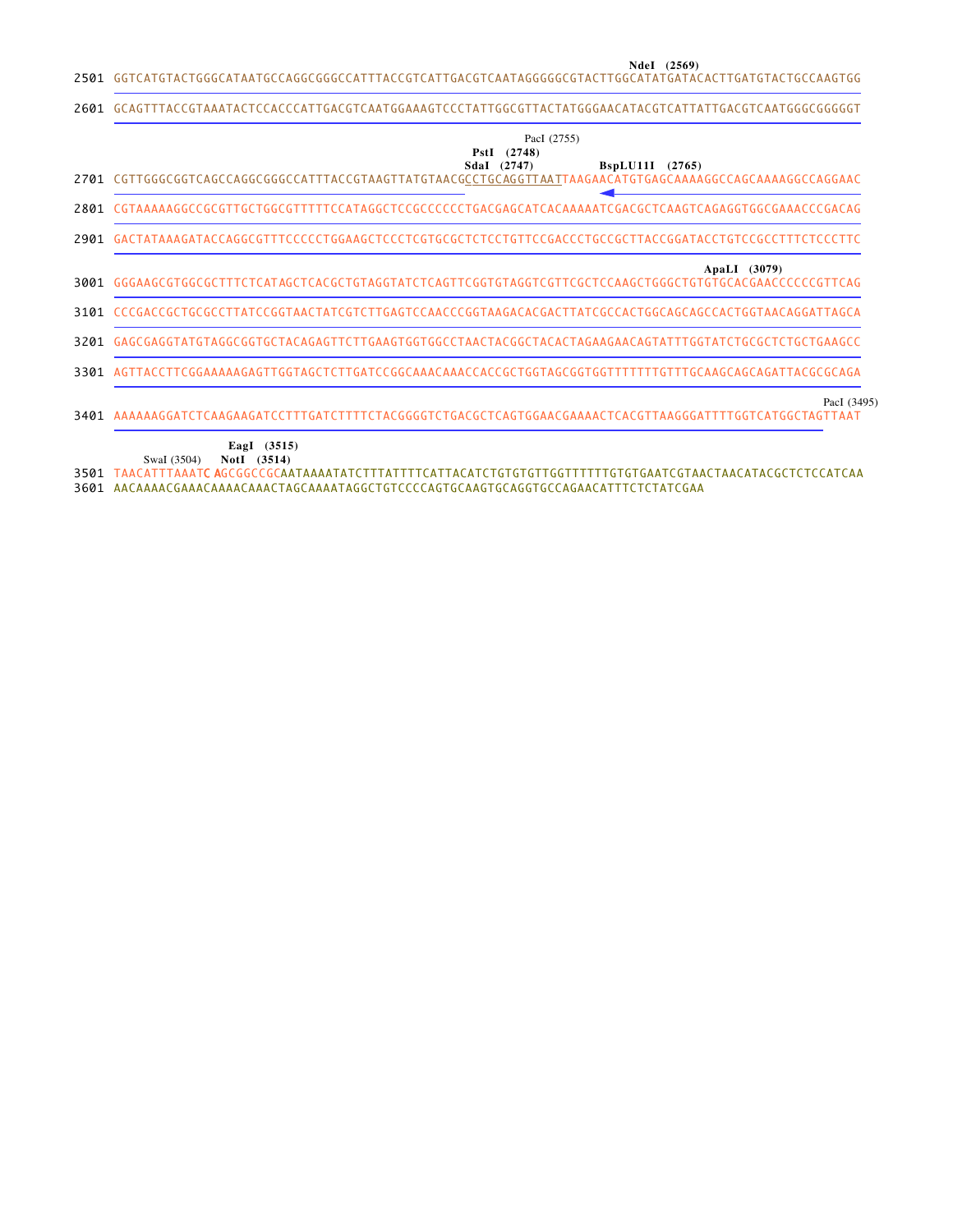NdeI (2569)

2501 GGTCATGTACTGGGCATAATGCCAGGCGGGCCATTTACCGTCATTGACGTCAATAGGGGGCGTACTTGGCATATGATACACTTGATGTACTGCCAAGTGG

2601 GCAGTTTACCGTAAATACTCCACCCATTGACGTCAATGGAAAGTCCCTATTGGCGTTACTATGGGAACATACGTCATTATTGACGTCAATGGGCGGGGGT

PacI (2755)
PstI (2748)
SdaI (2747)
BspLU11I (2765)

2701 CGTTGGGCGGTCAGCCAGGCGGGCCATTTACCGTAAGTTATGTAACGCCTGCAGGTTAATTAAGAACATGTGAGCAAAAGGCCAGCAAAAGGCCAGGAAC

2801 CGTAAAAAGGCCGCGTTGCTGGCGTTTTTCCATAGGCTCCGCCCCCCTGACGAGCATCACAAAAATCGACGCTCAAGTCAGAGGTGGCGAAACCCGACAG

2901 GACTATAAAGATACCAGGCGTTTCCCCCTGGAAGCTCCCTCGTGCGCTCTCCTGTTCCGACCCTGCCGCTTACCGGATACCTGTCCGCCTTTCTCCCTTC

ApaLI (3079)

3001 GGGAAGCGTGGCGCTTTCTCATAGCTCACGCTGTAGGTATCTCAGTTCGGTGTAGGTCGTTCGCTCCAAGCTGGGCTGTGTGCACGAACCCCCCGTTCAG

3101 CCCGACCGCTGCGCCTTATCCGGTAACTATCGTCTTGAGTCCAACCCGGTAAGACACGACTTATCGCCACTGGCAGCAGCCACTGGTAACAGGATTAGCA

3201 GAGCGAGGTATGTAGGCGGTGCTACAGAGTTCTTGAAGTGGTGGCCTAACTACGGCTACACTAGAAGAACAGTATTTGGTATCTGCGCTCTGCTGAAGCC

3301 AGTTACCTTCGGAAAAAGAGTTGGTAGCTCTTGATCCGGCAAACAAACCACCGCTGGTAGCGGTGGTTTTTTTGTTTGCAAGCAGCAGATTACGCGCAGA

PacI (3495)

3401 AAAAAAGGATCTCAAGAAGATCCTTTGATCTTTTCTACGGGGTCTGACGCTCAGTGGAACGAAAACTCACGTTAAGGGATTTTGGTCATGGCTAGTTAAT

EagI (3515)
SwaI (3504)
NotI (3514)

3501 TAACATTTAAATCAGCGGCCGCAATAAAATATCTTTATTTTCATTACATCTGTGTGTTGGTTTTTTGTGTGAATCGTAACTAACATACGCTCTCCATCAA

3601 AACAAAACGAAACAAAACAAACTAGCAAAATAGGCTGTCCCCAGTGCAAGTGCAGGTGCCAGAACATTTCTCTATCGAA